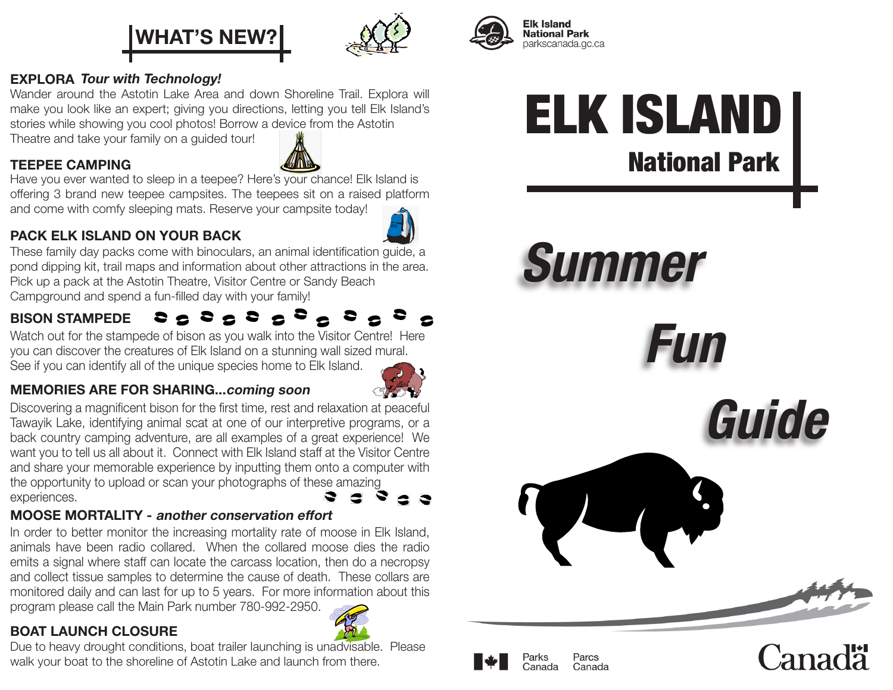# WHAT'S NEW?

### EXPLORA *Tour with Technology!*

Wander around the Astotin Lake Area and down Shoreline Trail. Explora will make you look like an expert; giving you directions, letting you tell Elk Island's stories while showing you cool photos! Borrow a device from the Astotin Theatre and take your family on a guided tour!

### TEEPEE CAMPING

Have you ever wanted to sleep in a teepee? Here's your chance! Elk Island is offering 3 brand new teepee campsites. The teepees sit on a raised platform and come with comfy sleeping mats. Reserve your campsite today!

### PACK ELK ISLAND ON YOUR BACK

These family day packs come with binoculars, an animal identification guide, a pond dipping kit, trail maps and information about other attractions in the area. Pick up a pack at the Astotin Theatre, Visitor Centre or Sandy Beach Campground and spend a fun-filled day with your family!

### BISON STAMPEDE

Watch out for the stampede of bison as you walk into the Visitor Centre! Here you can discover the creatures of Elk Island on a stunning wall sized mural. See if you can identify all of the unique species home to Elk Island.

### MEMORIES ARE FOR SHARING...*coming soon*

Discovering a magnificent bison for the first time, rest and relaxation at peaceful Tawayik Lake, identifying animal scat at one of our interpretive programs, or a back country camping adventure, are all examples of a great experience! We want you to tell us all about it. Connect with Elk Island staff at the Visitor Centre and share your memorable experience by inputting them onto a computer with the opportunity to upload or scan your photographs of these amazing experiences.

### MOOSE MORTALITY - *another conservation effort*

In order to better monitor the increasing mortality rate of moose in Elk Island, animals have been radio collared. When the collared moose dies the radio emits a signal where staff can locate the carcass location, then do a necropsy and collect tissue samples to determine the cause of death. These collars are monitored daily and can last for up to 5 years. For more information about this program please call the Main Park number 780-992-2950.

### BOAT LAUNCH CLOSURE

Due to heavy drought conditions, boat trailer launching is unadvisable. Please walk your boat to the shoreline of Astotin Lake and launch from there.

Elk Island National Park
parkscanada.gc.ca

# ELK ISLAND
## National Park

# *Summer Fun Guide*

Parks Canada Parcs Canada

Canada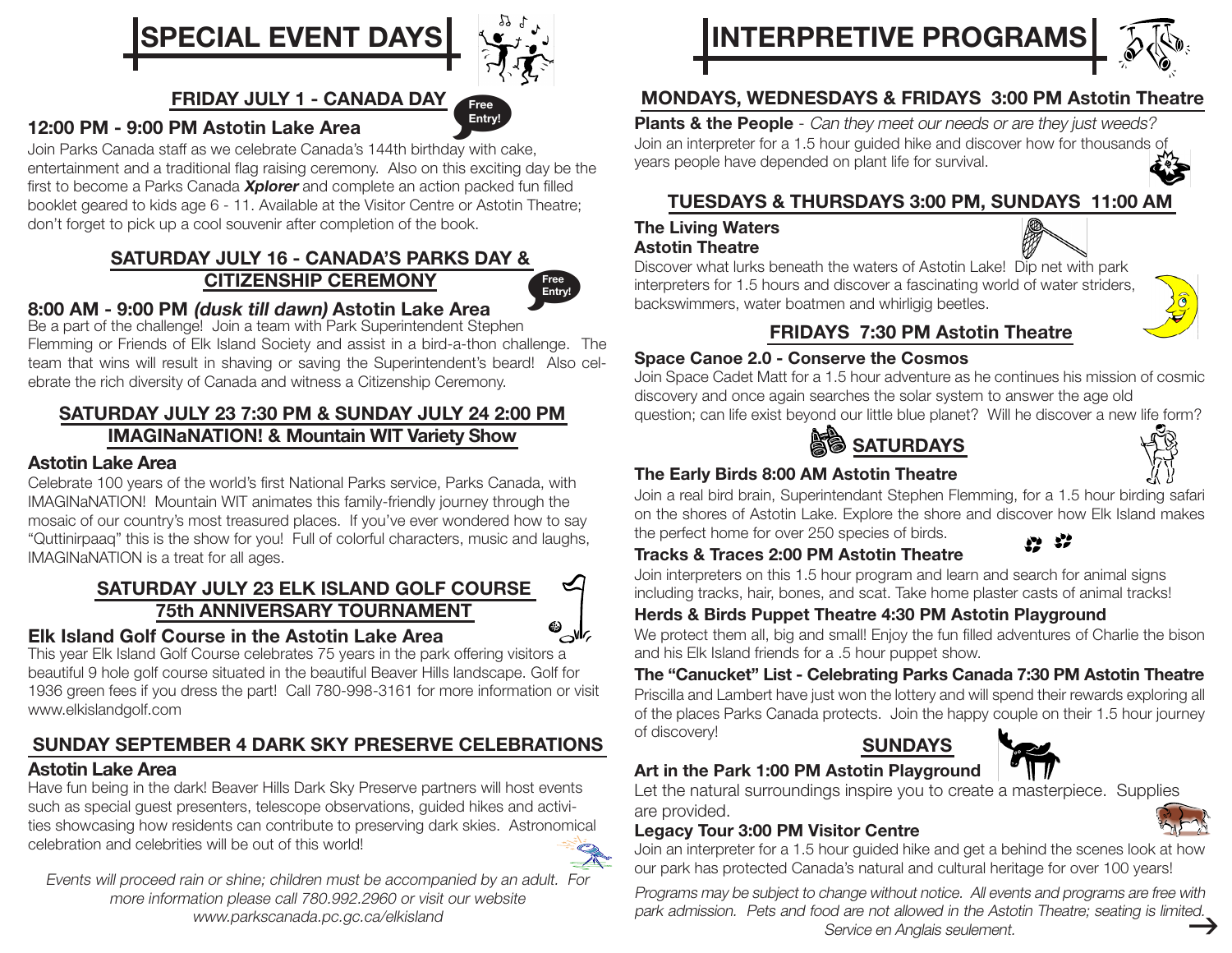# SPECIAL EVENT DAYS

## FRIDAY JULY 1 - CANADA DAY

Free Entry!

### 12:00 PM - 9:00 PM Astotin Lake Area

Join Parks Canada staff as we celebrate Canada's 144th birthday with cake, entertainment and a traditional flag raising ceremony. Also on this exciting day be the first to become a Parks Canada ***Xplorer*** and complete an action packed fun filled booklet geared to kids age 6 - 11. Available at the Visitor Centre or Astotin Theatre; don't forget to pick up a cool souvenir after completion of the book.

## SATURDAY JULY 16 - CANADA'S PARKS DAY & CITIZENSHIP CEREMONY

Free Entry!

### 8:00 AM - 9:00 PM *(dusk till dawn)* Astotin Lake Area

Be a part of the challenge! Join a team with Park Superintendent Stephen Flemming or Friends of Elk Island Society and assist in a bird-a-thon challenge. The team that wins will result in shaving or saving the Superintendent's beard! Also celebrate the rich diversity of Canada and witness a Citizenship Ceremony.

## SATURDAY JULY 23 7:30 PM & SUNDAY JULY 24 2:00 PM IMAGINaNATION! & Mountain WIT Variety Show

### Astotin Lake Area

Celebrate 100 years of the world's first National Parks service, Parks Canada, with IMAGINaNATION! Mountain WIT animates this family-friendly journey through the mosaic of our country's most treasured places. If you've ever wondered how to say "Quttinirpaaq" this is the show for you! Full of colorful characters, music and laughs, IMAGINaNATION is a treat for all ages.

## SATURDAY JULY 23 ELK ISLAND GOLF COURSE 75th ANNIVERSARY TOURNAMENT

### Elk Island Golf Course in the Astotin Lake Area

This year Elk Island Golf Course celebrates 75 years in the park offering visitors a beautiful 9 hole golf course situated in the beautiful Beaver Hills landscape. Golf for 1936 green fees if you dress the part! Call 780-998-3161 for more information or visit www.elkislandgolf.com

## SUNDAY SEPTEMBER 4 DARK SKY PRESERVE CELEBRATIONS

### Astotin Lake Area

Have fun being in the dark! Beaver Hills Dark Sky Preserve partners will host events such as special guest presenters, telescope observations, guided hikes and activities showcasing how residents can contribute to preserving dark skies. Astronomical celebration and celebrities will be out of this world!

*Events will proceed rain or shine; children must be accompanied by an adult. For more information please call 780.992.2960 or visit our website www.parkscanada.pc.gc.ca/elkisland*

# INTERPRETIVE PROGRAMS

## MONDAYS, WEDNESDAYS & FRIDAYS 3:00 PM Astotin Theatre

**Plants & the People** - *Can they meet our needs or are they just weeds?*
Join an interpreter for a 1.5 hour guided hike and discover how for thousands of years people have depended on plant life for survival.

## TUESDAYS & THURSDAYS 3:00 PM, SUNDAYS 11:00 AM

### The Living Waters
### Astotin Theatre

Discover what lurks beneath the waters of Astotin Lake! Dip net with park interpreters for 1.5 hours and discover a fascinating world of water striders, backswimmers, water boatmen and whirligig beetles.

## FRIDAYS 7:30 PM Astotin Theatre

### Space Canoe 2.0 - Conserve the Cosmos

Join Space Cadet Matt for a 1.5 hour adventure as he continues his mission of cosmic discovery and once again searches the solar system to answer the age old question; can life exist beyond our little blue planet? Will he discover a new life form?

## SATURDAYS

### The Early Birds 8:00 AM Astotin Theatre

Join a real bird brain, Superintendant Stephen Flemming, for a 1.5 hour birding safari on the shores of Astotin Lake. Explore the shore and discover how Elk Island makes the perfect home for over 250 species of birds.

### Tracks & Traces 2:00 PM Astotin Theatre

Join interpreters on this 1.5 hour program and learn and search for animal signs including tracks, hair, bones, and scat. Take home plaster casts of animal tracks!

### Herds & Birds Puppet Theatre 4:30 PM Astotin Playground

We protect them all, big and small! Enjoy the fun filled adventures of Charlie the bison and his Elk Island friends for a .5 hour puppet show.

### The "Canucket" List - Celebrating Parks Canada 7:30 PM Astotin Theatre

Priscilla and Lambert have just won the lottery and will spend their rewards exploring all of the places Parks Canada protects. Join the happy couple on their 1.5 hour journey of discovery!

## SUNDAYS

### Art in the Park 1:00 PM Astotin Playground

Let the natural surroundings inspire you to create a masterpiece. Supplies are provided.

### Legacy Tour 3:00 PM Visitor Centre

Join an interpreter for a 1.5 hour guided hike and get a behind the scenes look at how our park has protected Canada's natural and cultural heritage for over 100 years!

*Programs may be subject to change without notice. All events and programs are free with park admission. Pets and food are not allowed in the Astotin Theatre; seating is limited. Service en Anglais seulement.*